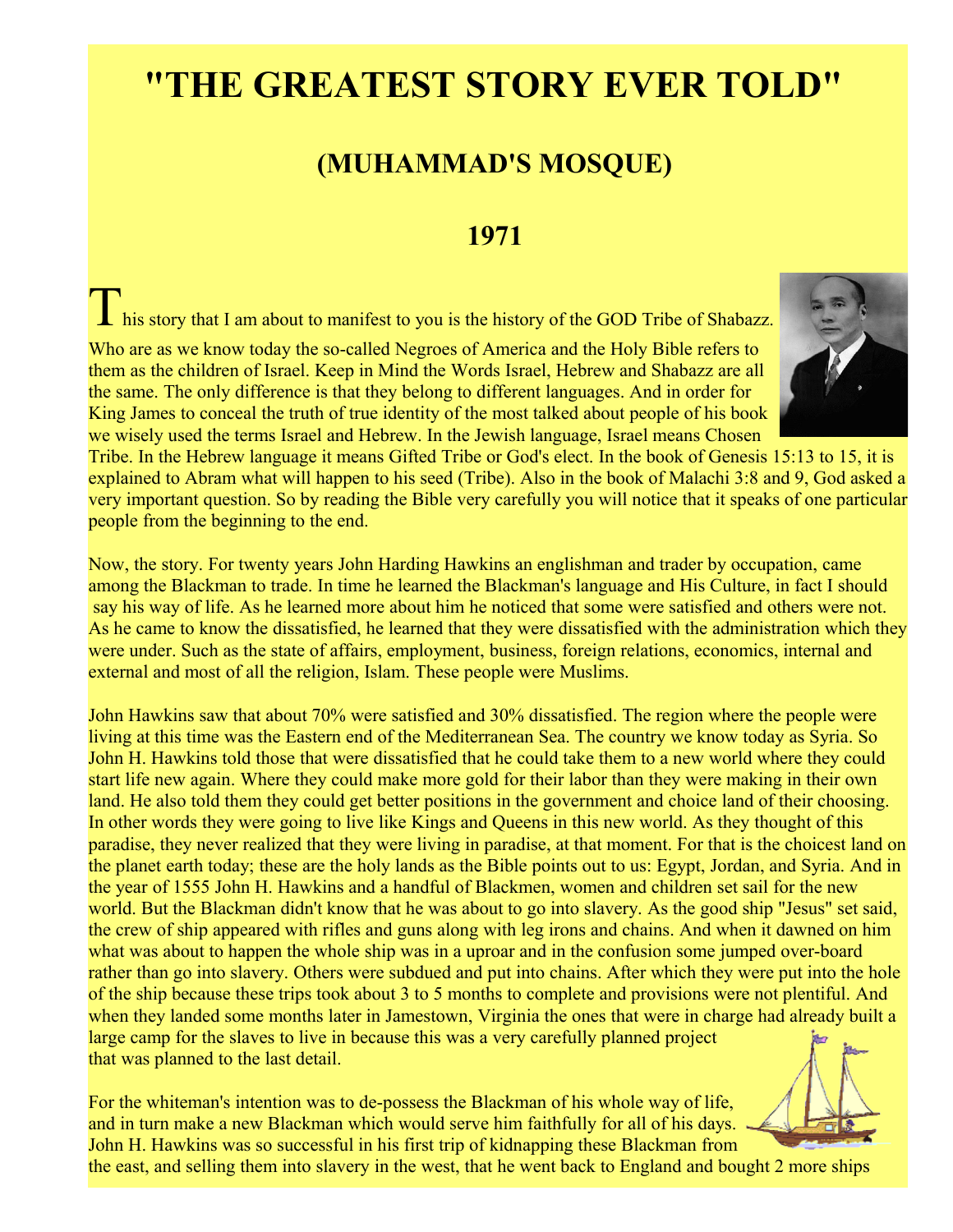# "THE GREATEST STORY EVER TOLD"

## (MUHAMMAD'S MOSQUE)

## 1971

This story that I am about to manifest to you is the history of the GOD Tribe of Shabazz. Who are as we know today the so-called Negroes of America and the Holy Bible refers to them as the children of Israel. Keep in Mind the Words Israel, Hebrew and Shabazz are all the same. The only difference is that they belong to different languages. And in order for King James to conceal the truth of true identity of the most talked about people of his book we wisely used the terms Israel and Hebrew. In the Jewish language, Israel means Chosen Tribe. In the Hebrew language it means Gifted Tribe or God's elect. In the book of Genesis 15:13 to 15, it is explained to Abram what will happen to his seed (Tribe). Also in the book of Malachi 3:8 and 9, God asked a very important question. So by reading the Bible very carefully you will notice that it speaks of one particular people from the beginning to the end.

Now, the story. For twenty years John Harding Hawkins an englishman and trader by occupation, came among the Blackman to trade. In time he learned the Blackman's language and His Culture, in fact I should say his way of life. As he learned more about him he noticed that some were satisfied and others were not. As he came to know the dissatisfied, he learned that they were dissatisfied with the administration which they were under. Such as the state of affairs, employment, business, foreign relations, economics, internal and external and most of all the religion, Islam. These people were Muslims.

John Hawkins saw that about 70% were satisfied and 30% dissatisfied. The region where the people were living at this time was the Eastern end of the Mediterranean Sea. The country we know today as Syria. So John H. Hawkins told those that were dissatisfied that he could take them to a new world where they could start life new again. Where they could make more gold for their labor than they were making in their own land. He also told them they could get better positions in the government and choice land of their choosing. In other words they were going to live like Kings and Queens in this new world. As they thought of this paradise, they never realized that they were living in paradise, at that moment. For that is the choicest land on the planet earth today; these are the holy lands as the Bible points out to us: Egypt, Jordan, and Syria. And in the year of 1555 John H. Hawkins and a handful of Blackmen, women and children set sail for the new world. But the Blackman didn't know that he was about to go into slavery. As the good ship "Jesus" set said, the crew of ship appeared with rifles and guns along with leg irons and chains. And when it dawned on him what was about to happen the whole ship was in a uproar and in the confusion some jumped over-board rather than go into slavery. Others were subdued and put into chains. After which they were put into the hole of the ship because these trips took about 3 to 5 months to complete and provisions were not plentiful. And when they landed some months later in Jamestown, Virginia the ones that were in charge had already built a large camp for the slaves to live in because this was a very carefully planned project that was planned to the last detail.

For the whiteman's intention was to de-possess the Blackman of his whole way of life, and in turn make a new Blackman which would serve him faithfully for all of his days. John H. Hawkins was so successful in his first trip of kidnapping these Blackman from the east, and selling them into slavery in the west, that he went back to England and bought 2 more ships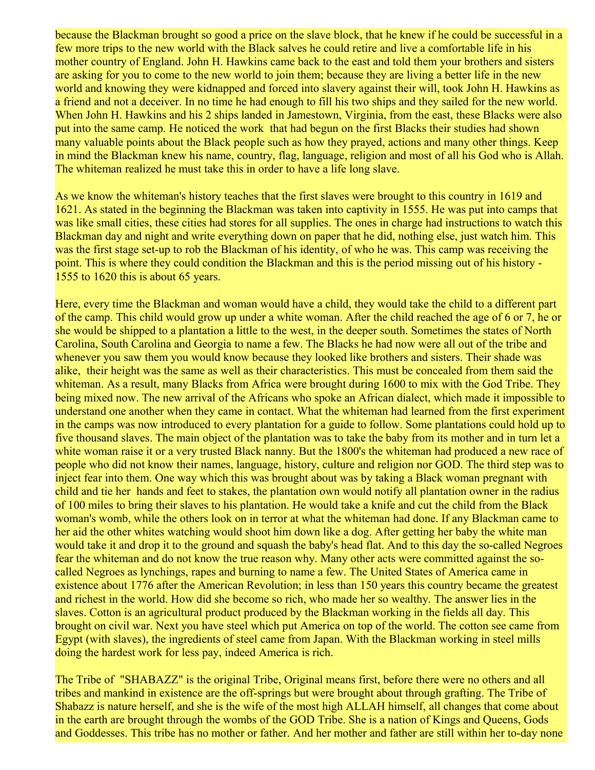because the Blackman brought so good a price on the slave block, that he knew if he could be successful in a few more trips to the new world with the Black salves he could retire and live a comfortable life in his mother country of England. John H. Hawkins came back to the east and told them your brothers and sisters are asking for you to come to the new world to join them; because they are living a better life in the new world and knowing they were kidnapped and forced into slavery against their will, took John H. Hawkins as a friend and not a deceiver. In no time he had enough to fill his two ships and they sailed for the new world. When John H. Hawkins and his 2 ships landed in Jamestown, Virginia, from the east, these Blacks were also put into the same camp. He noticed the work that had begun on the first Blacks their studies had shown many valuable points about the Black people such as how they prayed, actions and many other things. Keep in mind the Blackman knew his name, country, flag, language, religion and most of all his God who is Allah. The whiteman realized he must take this in order to have a life long slave.

As we know the whiteman's history teaches that the first slaves were brought to this country in 1619 and 1621. As stated in the beginning the Blackman was taken into captivity in 1555. He was put into camps that was like small cities, these cities had stores for all supplies. The ones in charge had instructions to watch this Blackman day and night and write everything down on paper that he did, nothing else, just watch him. This was the first stage set-up to rob the Blackman of his identity, of who he was. This camp was receiving the point. This is where they could condition the Blackman and this is the period missing out of his history - 1555 to 1620 this is about 65 years.

Here, every time the Blackman and woman would have a child, they would take the child to a different part of the camp. This child would grow up under a white woman. After the child reached the age of 6 or 7, he or she would be shipped to a plantation a little to the west, in the deeper south. Sometimes the states of North Carolina, South Carolina and Georgia to name a few. The Blacks he had now were all out of the tribe and whenever you saw them you would know because they looked like brothers and sisters. Their shade was alike, their height was the same as well as their characteristics. This must be concealed from them said the whiteman. As a result, many Blacks from Africa were brought during 1600 to mix with the God Tribe. They being mixed now. The new arrival of the Africans who spoke an African dialect, which made it impossible to understand one another when they came in contact. What the whiteman had learned from the first experiment in the camps was now introduced to every plantation for a guide to follow. Some plantations could hold up to five thousand slaves. The main object of the plantation was to take the baby from its mother and in turn let a white woman raise it or a very trusted Black nanny. But the 1800's the whiteman had produced a new race of people who did not know their names, language, history, culture and religion nor GOD. The third step was to inject fear into them. One way which this was brought about was by taking a Black woman pregnant with child and tie her hands and feet to stakes, the plantation own would notify all plantation owner in the radius of 100 miles to bring their slaves to his plantation. He would take a knife and cut the child from the Black woman's womb, while the others look on in terror at what the whiteman had done. If any Blackman came to her aid the other whites watching would shoot him down like a dog. After getting her baby the white man would take it and drop it to the ground and squash the baby's head flat. And to this day the so-called Negroes fear the whiteman and do not know the true reason why. Many other acts were committed against the so-called Negroes as lynchings, rapes and burning to name a few. The United States of America came in existence about 1776 after the American Revolution; in less than 150 years this country became the greatest and richest in the world. How did she become so rich, who made her so wealthy. The answer lies in the slaves. Cotton is an agricultural product produced by the Blackman working in the fields all day. This brought on civil war. Next you have steel which put America on top of the world. The cotton see came from Egypt (with slaves), the ingredients of steel came from Japan. With the Blackman working in steel mills doing the hardest work for less pay, indeed America is rich.

The Tribe of "SHABAZZ" is the original Tribe, Original means first, before there were no others and all tribes and mankind in existence are the off-springs but were brought about through grafting. The Tribe of Shabazz is nature herself, and she is the wife of the most high ALLAH himself, all changes that come about in the earth are brought through the wombs of the GOD Tribe. She is a nation of Kings and Queens, Gods and Goddesses. This tribe has no mother or father. And her mother and father are still within her to-day none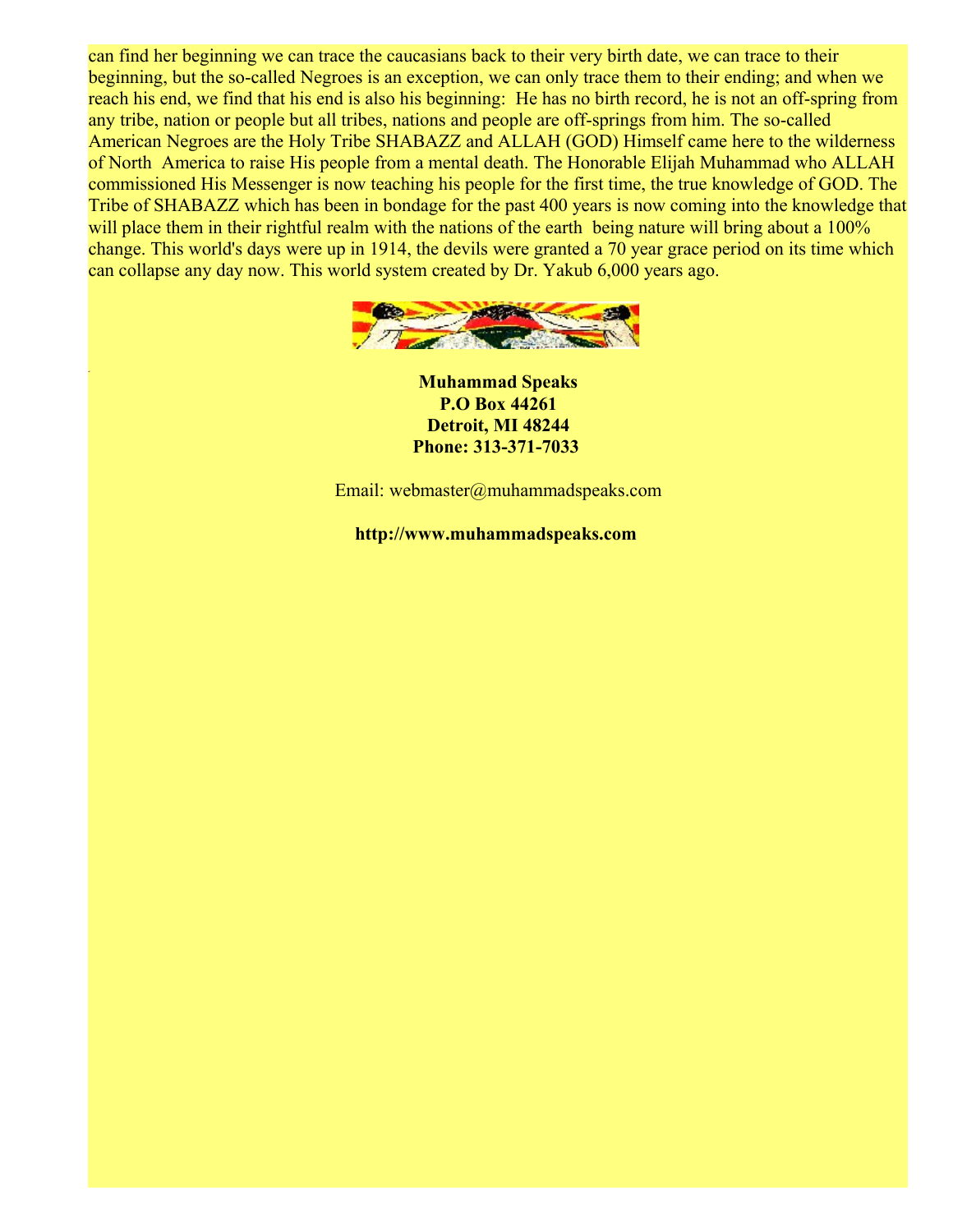can find her beginning we can trace the caucasians back to their very birth date, we can trace to their beginning, but the so-called Negroes is an exception, we can only trace them to their ending; and when we reach his end, we find that his end is also his beginning: He has no birth record, he is not an off-spring from any tribe, nation or people but all tribes, nations and people are off-springs from him. The so-called American Negroes are the Holy Tribe SHABAZZ and ALLAH (GOD) Himself came here to the wilderness of North America to raise His people from a mental death. The Honorable Elijah Muhammad who ALLAH commissioned His Messenger is now teaching his people for the first time, the true knowledge of GOD. The Tribe of SHABAZZ which has been in bondage for the past 400 years is now coming into the knowledge that will place them in their rightful realm with the nations of the earth being nature will bring about a 100% change. This world's days were up in 1914, the devils were granted a 70 year grace period on its time which can collapse any day now. This world system created by Dr. Yakub 6,000 years ago.

**Muhammad Speaks**
**P.O Box 44261**
**Detroit, MI 48244**
**Phone: 313-371-7033**

Email: webmaster@muhammadspeaks.com

**http://www.muhammadspeaks.com**